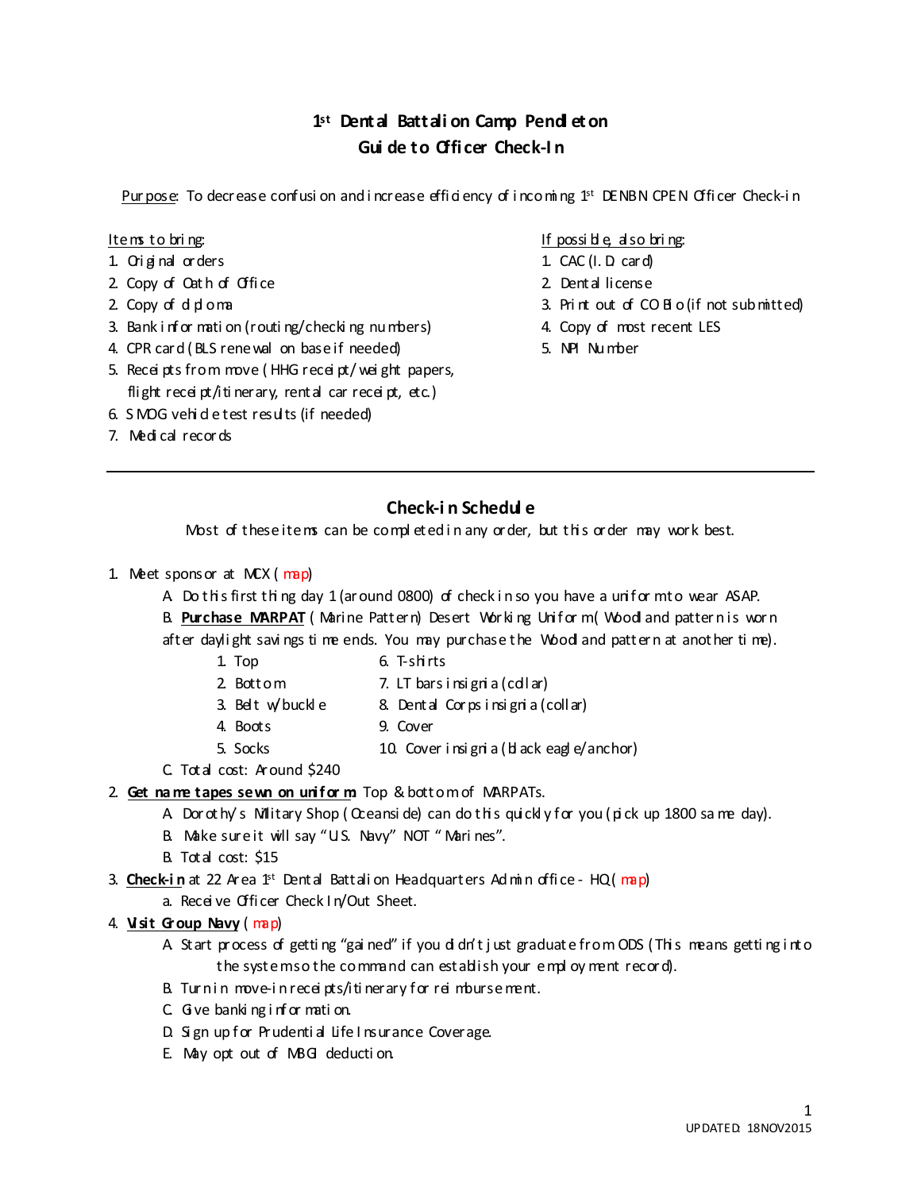# 1st Dental Battalion Camp Pendleton
# Guide to Officer Check-In

Purpose: To decrease confusion and increase efficiency of incoming 1st DENBN CPEN Officer Check-in

Items to bring:
1. Original orders
2. Copy of Oath of Office
2. Copy of diploma
3. Bank information (routing/checking numbers)
4. CPR card (BLS renewal on base if needed)
5. Receipts from move (HHG receipt/weight papers, flight receipt/itinerary, rental car receipt, etc.)
6. SMOG vehicle test results (if needed)
7. Medical records

If possible, also bring:
1. CAC (I.D. card)
2. Dental license
3. Print out of CO Bio (if not submitted)
4. Copy of most recent LES
5. NPI Number

---

## Check-in Schedule

Most of these items can be completed in any order, but this order may work best.

1. Meet sponsor at MCX (map)
   - A. Do this first thing day 1 (around 0800) of check in so you have a uniform to wear ASAP.
   - B. **Purchase MARPAT** (Marine Pattern) Desert Working Uniform (Woodland pattern is worn after daylight savings time ends. You may purchase the Woodland pattern at another time).
     1. Top
     2. Bottom
     3. Belt w/buckle
     4. Boots
     5. Socks
     6. T-shirts
     7. LT bars insignia (collar)
     8. Dental Corps insignia (collar)
     9. Cover
     10. Cover insignia (black eagle/anchor)
   - C. Total cost: Around $240
2. **Get name tapes sewn on uniform:** Top & bottom of MARPATs.
   - A. Dorothy's Military Shop (Oceanside) can do this quickly for you (pick up 1800 same day).
   - B. Make sure it will say "U.S. Navy" NOT "Marines".
   - B. Total cost: $15
3. **Check-in** at 22 Area 1st Dental Battalion Headquarters Admin office - HQ (map)
   - a. Receive Officer Check In/Out Sheet.
4. **Visit Group Navy** (map)
   - A. Start process of getting "gained" if you didn't just graduate from ODS (This means getting into the system so the command can establish your employment record).
   - B. Turn in move-in receipts/itinerary for reimbursement.
   - C. Give banking information.
   - D. Sign up for Prudential Life Insurance Coverage.
   - E. May opt out of MBGI deduction.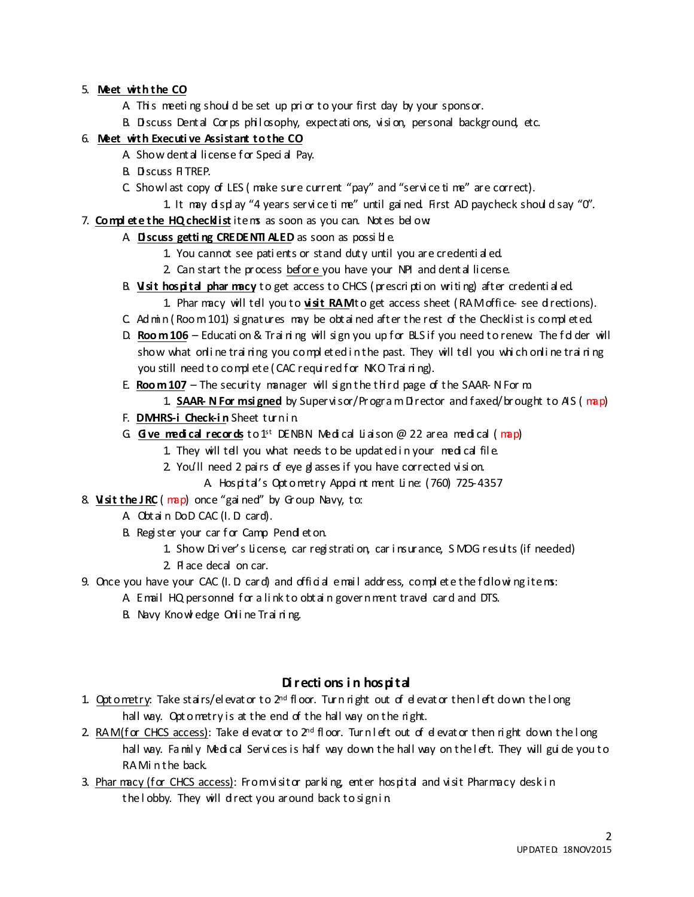5. **Meet with the CO**
    A. This meeting should be set up prior to your first day by your sponsor.
    B. Discuss Dental Corps philosophy, expectations, vision, personal background, etc.
6. **Meet with Executive Assistant to the CO**
    A. Show dental license for Special Pay.
    B. Discuss FITREP.
    C. Show last copy of LES (make sure current "pay" and "service time" are correct).
        1. It may display "4 years service time" until gained. First AD paycheck should say "0".
7. **Complete the HQ checklist** items as soon as you can. Notes below:
    A. **Discuss getting CREDENTIALED** as soon as possible.
        1. You cannot see patients or stand duty until you are credentialed.
        2. Can start the process before you have your NPI and dental license.
    B. **Visit hospital pharmacy** to get access to CHCS (prescription writing) after credentialed.
        1. Pharmacy will tell you to **visit RAM** to get access sheet (RAM office- see directions).
    C. Admin (Room 101) signatures may be obtained after the rest of the Checklist is completed.
    D. **Room 106** – Education & Training will sign you up for BLS if you need to renew. The folder will show what online training you completed in the past. They will tell you which online training you still need to complete (CAC required for NKO Training).
    E. **Room 107** – The security manager will sign the third page of the SAAR-N Form.
        1. **SAAR-N Form signed** by Supervisor/Program Director and faxed/brought to AIS (map)
    F. **DMHRS-i Check-in** Sheet turn in.
    G. **Give medical records** to 1st DENBN Medical Liaison @ 22 area medical (map)
        1. They will tell you what needs to be updated in your medical file.
        2. You'll need 2 pairs of eye glasses if you have corrected vision.
            A. Hospital's Optometry Appointment Line: (760) 725-4357
8. **Visit the JRC** (map) once "gained" by Group Navy, to:
    A. Obtain DoD CAC (I.D card).
    B. Register your car for Camp Pendleton.
        1. Show Driver's License, car registration, car insurance, SMOG results (if needed)
        2. Place decal on car.
9. Once you have your CAC (I.D card) and official email address, complete the following items:
    A. Email HQ personnel for a link to obtain government travel card and DTS.
    B. Navy Knowledge Online Training.

## Directions in hospital

1. Optometry: Take stairs/elevator to 2nd floor. Turn right out of elevator then left down the long hallway. Optometry is at the end of the hallway on the right.
2. RAM (for CHCS access): Take elevator to 2nd floor. Turn left out of elevator then right down the long hallway. Family Medical Services is half way down the hallway on the left. They will guide you to RAM in the back.
3. Pharmacy (for CHCS access): From visitor parking, enter hospital and visit Pharmacy desk in the lobby. They will direct you around back to sign in.

UPDATED: 18NOV2015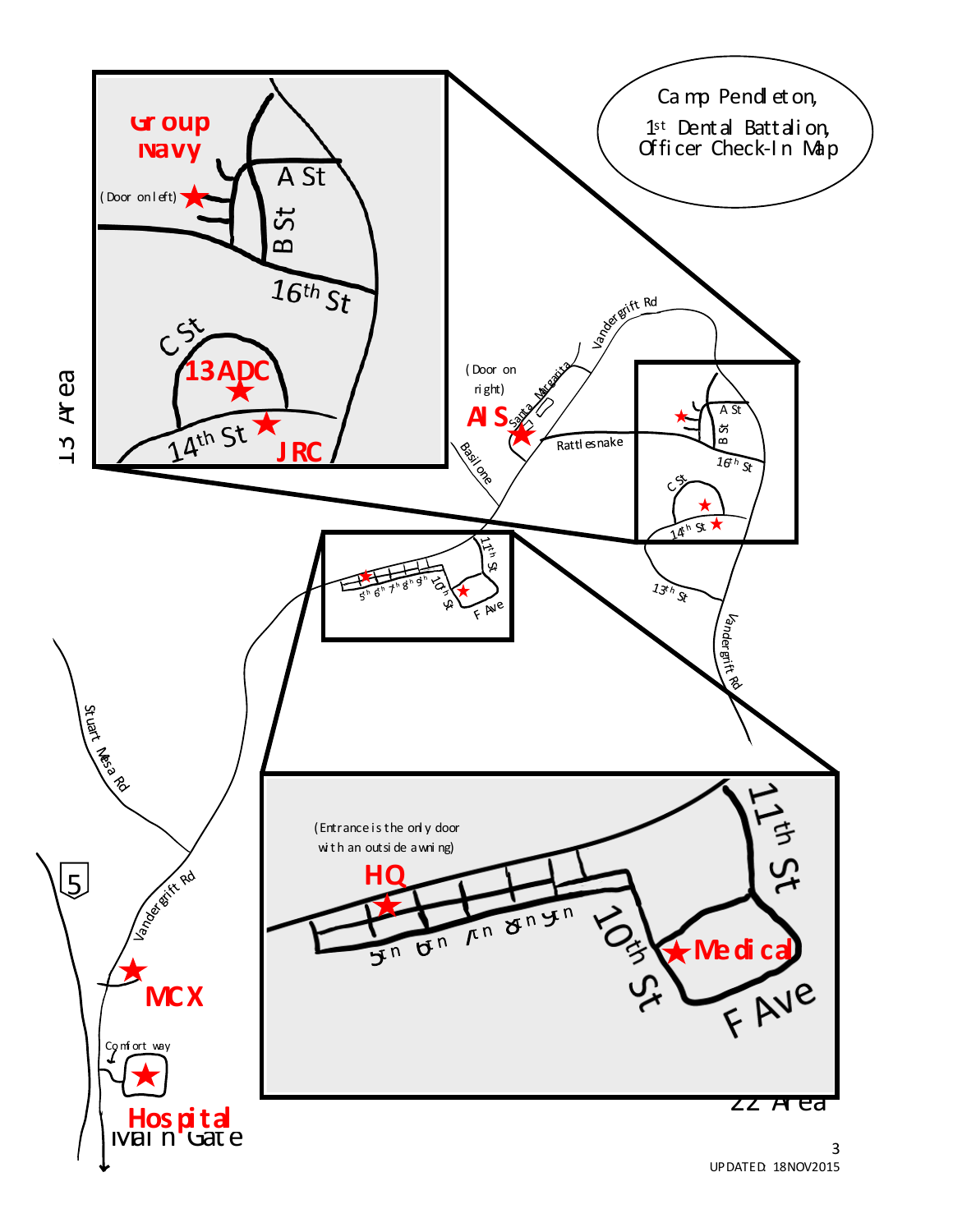Camp Pendleton,
1st Dental Battalion,
Officer Check-In Map

Group Navy

(Door on left)

A St

B St

16th St

C St

13ADC

14th St

JRC

13 Area

Vandergrift Rd

(Door on right)

AIS

Santa Margarita

Basilone

Rattlesnake

A St

B St

16th St

C St

14th St

13th St

Vandergrift Rd

11th St

5th 6th 7th 8th 9th

10th St

F Ave

Stuart Mesa Rd

5

Vandergrift Rd

MCX

Comfort way

Hospital

Main Gate

(Entrance is the only door with an outside awning)

HQ

5th 6th 7th 8th 9th

10th St

11th St

Medical

F Ave

22 Area

UPDATED: 18NOV2015